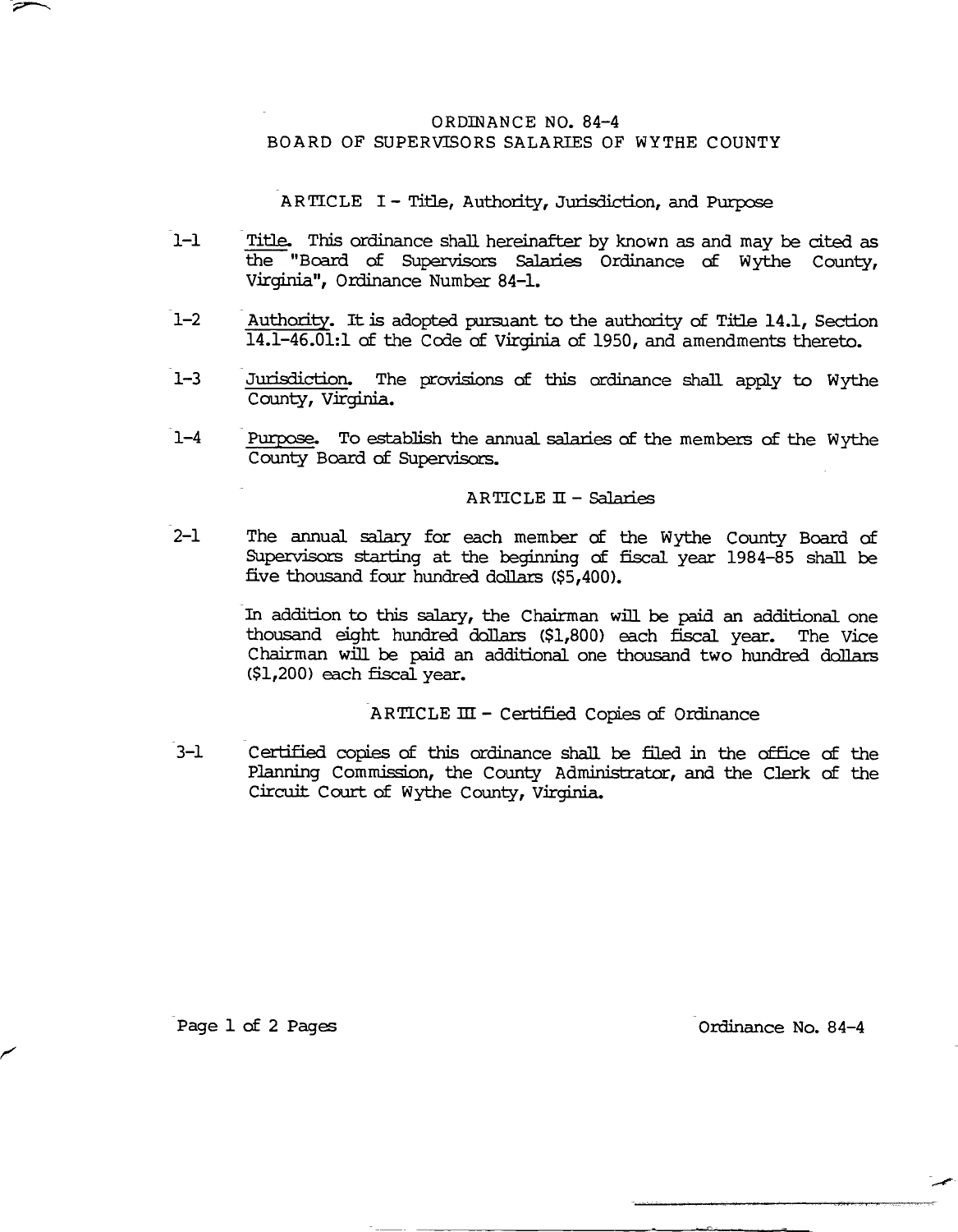# ORDINANCE NO. 84-4
# BOARD OF SUPERVISORS SALARIES OF WYTHE COUNTY

## ARTICLE I - Title, Authority, Jurisdiction, and Purpose

1-1 Title. This ordinance shall hereinafter by known as and may be cited as the "Board of Supervisors Salaries Ordinance of Wythe County, Virginia", Ordinance Number 84-1.

1-2 Authority. It is adopted pursuant to the authority of Title 14.1, Section 14.1-46.01:1 of the Code of Virginia of 1950, and amendments thereto.

1-3 Jurisdiction. The provisions of this ordinance shall apply to Wythe County, Virginia.

1-4 Purpose. To establish the annual salaries of the members of the Wythe County Board of Supervisors.

## ARTICLE II - Salaries

2-1 The annual salary for each member of the Wythe County Board of Supervisors starting at the beginning of fiscal year 1984-85 shall be five thousand four hundred dollars ($5,400).

In addition to this salary, the Chairman will be paid an additional one thousand eight hundred dollars ($1,800) each fiscal year. The Vice Chairman will be paid an additional one thousand two hundred dollars ($1,200) each fiscal year.

## ARTICLE III - Certified Copies of Ordinance

3-1 Certified copies of this ordinance shall be filed in the office of the Planning Commission, the County Administrator, and the Clerk of the Circuit Court of Wythe County, Virginia.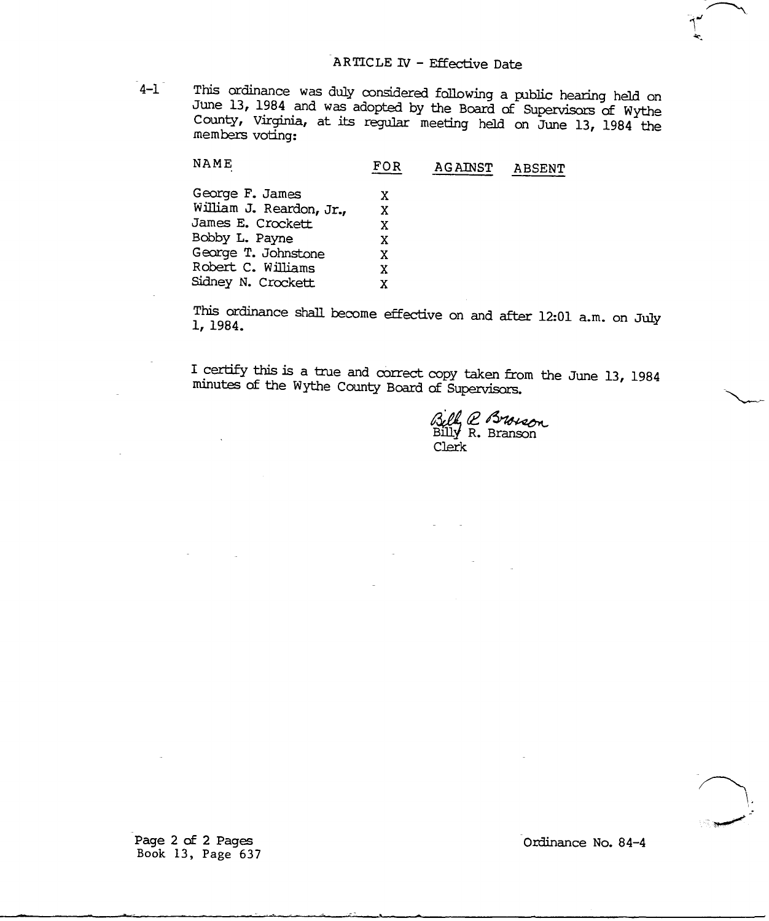## ARTICLE IV - Effective Date

4-1 This ordinance was duly considered following a public hearing held on June 13, 1984 and was adopted by the Board of Supervisors of Wythe County, Virginia, at its regular meeting held on June 13, 1984 the members voting:

| NAME | FOR | AGAINST | ABSENT |
|---|---|---|---|
| George F. James | X | | |
| William J. Reardon, Jr., | X | | |
| James E. Crockett | X | | |
| Bobby L. Payne | X | | |
| George T. Johnstone | X | | |
| Robert C. Williams | X | | |
| Sidney N. Crockett | X | | |

This ordinance shall become effective on and after 12:01 a.m. on July 1, 1984.

I certify this is a true and correct copy taken from the June 13, 1984 minutes of the Wythe County Board of Supervisors.

Billy R. Branson
Billy R. Branson
Clerk

Book 13, Page 637

Ordinance No. 84-4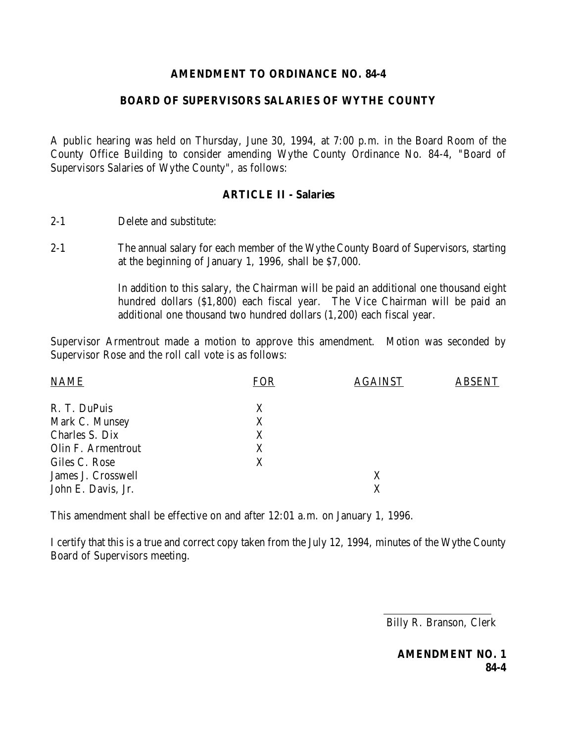## AMENDMENT TO ORDINANCE NO. 84-4

## BOARD OF SUPERVISORS SALARIES OF WYTHE COUNTY

A public hearing was held on Thursday, June 30, 1994, at 7:00 p.m. in the Board Room of the County Office Building to consider amending Wythe County Ordinance No. 84-4, "Board of Supervisors Salaries of Wythe County", as follows:

### ARTICLE II - Salaries

2-1 Delete and substitute:

2-1 The annual salary for each member of the Wythe County Board of Supervisors, starting at the beginning of January 1, 1996, shall be $7,000.

In addition to this salary, the Chairman will be paid an additional one thousand eight hundred dollars ($1,800) each fiscal year. The Vice Chairman will be paid an additional one thousand two hundred dollars (1,200) each fiscal year.

Supervisor Armentrout made a motion to approve this amendment. Motion was seconded by Supervisor Rose and the roll call vote is as follows:

| NAME | FOR | AGAINST | ABSENT |
|---|---|---|---|
| R. T. DuPuis | X | | |
| Mark C. Munsey | X | | |
| Charles S. Dix | X | | |
| Olin F. Armentrout | X | | |
| Giles C. Rose | X | | |
| James J. Crosswell | | X | |
| John E. Davis, Jr. | | X | |

This amendment shall be effective on and after 12:01 a.m. on January 1, 1996.

I certify that this is a true and correct copy taken from the July 12, 1994, minutes of the Wythe County Board of Supervisors meeting.

Billy R. Branson, Clerk

**AMENDMENT NO. 1**
**84-4**